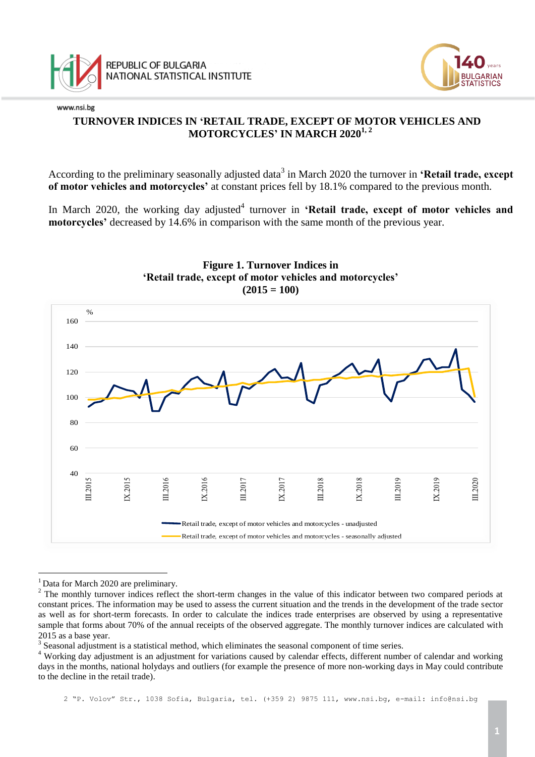# TURNOVER INDICES IN 'RETAIL TRADE, EXCEPT OF MOTOR VEHICLES AND MOTORCYCLES' IN MARCH 2020[1, 2]

According to the preliminary seasonally adjusted data[3] in March 2020 the turnover in **'Retail trade, except of motor vehicles and motorcycles'** at constant prices fell by 18.1% compared to the previous month.

In March 2020, the working day adjusted[4] turnover in **'Retail trade, except of motor vehicles and motorcycles'** decreased by 14.6% in comparison with the same month of the previous year.

**Figure 1. Turnover Indices in 'Retail trade, except of motor vehicles and motorcycles' (2015 = 100)**

---

[1] Data for March 2020 are preliminary.

[2] The monthly turnover indices reflect the short-term changes in the value of this indicator between two compared periods at constant prices. The information may be used to assess the current situation and the trends in the development of the trade sector as well as for short-term forecasts. In order to calculate the indices trade enterprises are observed by using a representative sample that forms about 70% of the annual receipts of the observed aggregate. The monthly turnover indices are calculated with 2015 as a base year.

[3] Seasonal adjustment is a statistical method, which eliminates the seasonal component of time series.

[4] Working day adjustment is an adjustment for variations caused by calendar effects, different number of calendar and working days in the months, national holydays and outliers (for example the presence of more non-working days in May could contribute to the decline in the retail trade).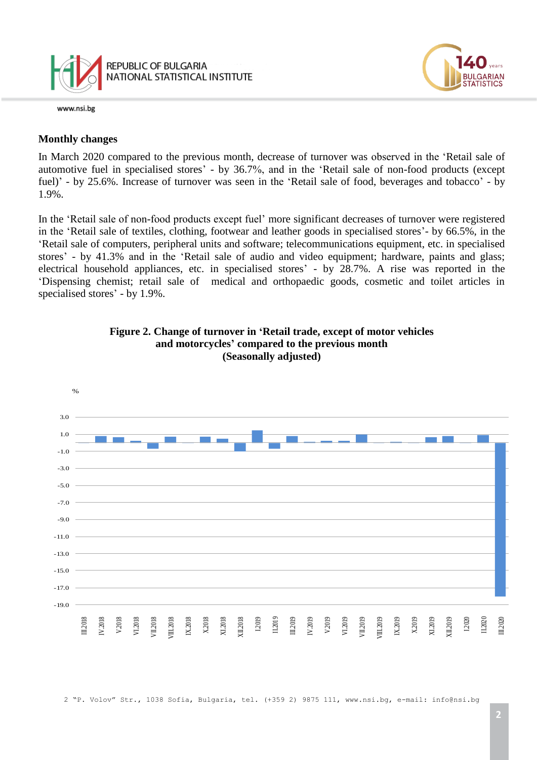## Monthly changes

In March 2020 compared to the previous month, decrease of turnover was observed in the ‘Retail sale of automotive fuel in specialised stores’ - by 36.7%, and in the ‘Retail sale of non-food products (except fuel)’ - by 25.6%. Increase of turnover was seen in the ‘Retail sale of food, beverages and tobacco’ - by 1.9%.

In the ‘Retail sale of non-food products except fuel’ more significant decreases of turnover were registered in the ‘Retail sale of textiles, clothing, footwear and leather goods in specialised stores’- by 66.5%, in the ‘Retail sale of computers, peripheral units and software; telecommunications equipment, etc. in specialised stores’ - by 41.3% and in the ‘Retail sale of audio and video equipment; hardware, paints and glass; electrical household appliances, etc. in specialised stores’ - by 28.7%. A rise was reported in the ‘Dispensing chemist; retail sale of medical and orthopaedic goods, cosmetic and toilet articles in specialised stores’ - by 1.9%.

**Figure 2. Change of turnover in ‘Retail trade, except of motor vehicles and motorcycles’ compared to the previous month (Seasonally adjusted)**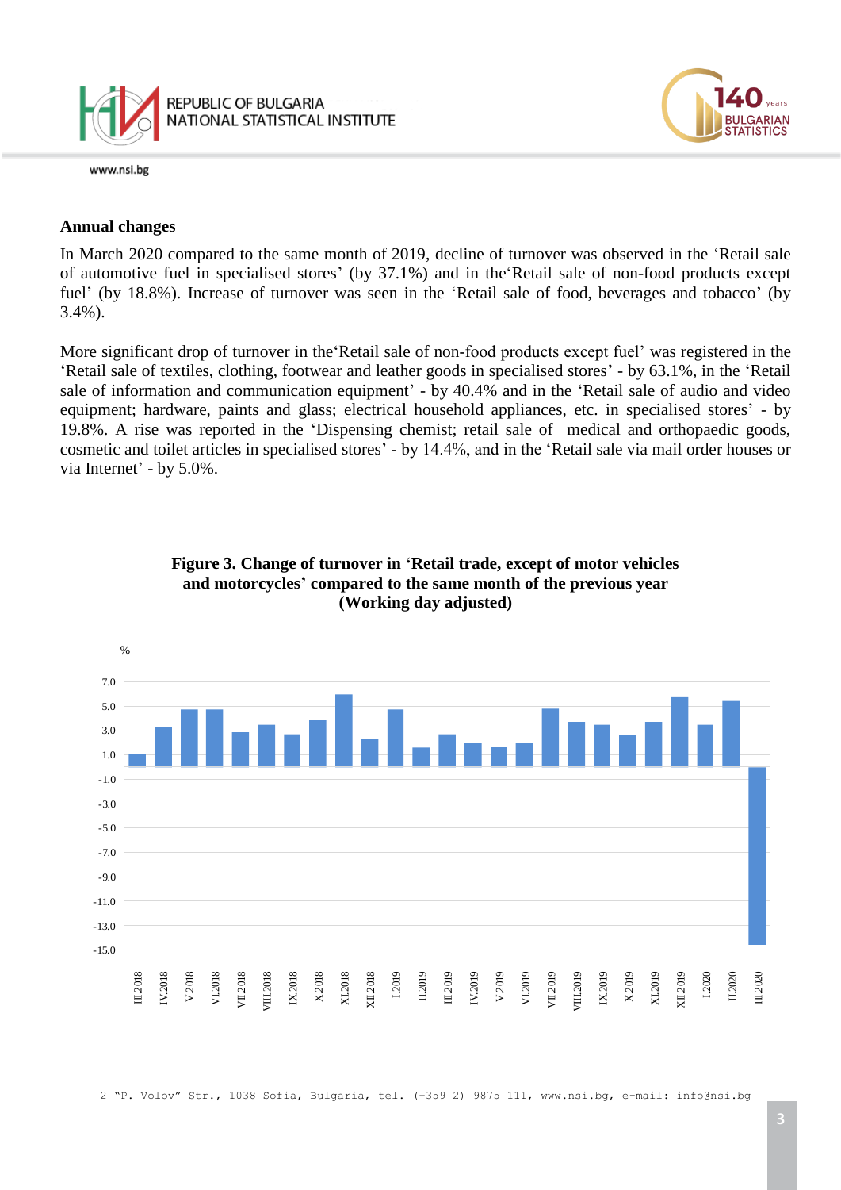## Annual changes

In March 2020 compared to the same month of 2019, decline of turnover was observed in the 'Retail sale of automotive fuel in specialised stores' (by 37.1%) and in the'Retail sale of non-food products except fuel' (by 18.8%). Increase of turnover was seen in the 'Retail sale of food, beverages and tobacco' (by 3.4%).

More significant drop of turnover in the'Retail sale of non-food products except fuel' was registered in the 'Retail sale of textiles, clothing, footwear and leather goods in specialised stores' - by 63.1%, in the 'Retail sale of information and communication equipment' - by 40.4% and in the 'Retail sale of audio and video equipment; hardware, paints and glass; electrical household appliances, etc. in specialised stores' - by 19.8%. A rise was reported in the 'Dispensing chemist; retail sale of medical and orthopaedic goods, cosmetic and toilet articles in specialised stores' - by 14.4%, and in the 'Retail sale via mail order houses or via Internet' - by 5.0%.

**Figure 3. Change of turnover in 'Retail trade, except of motor vehicles and motorcycles' compared to the same month of the previous year (Working day adjusted)**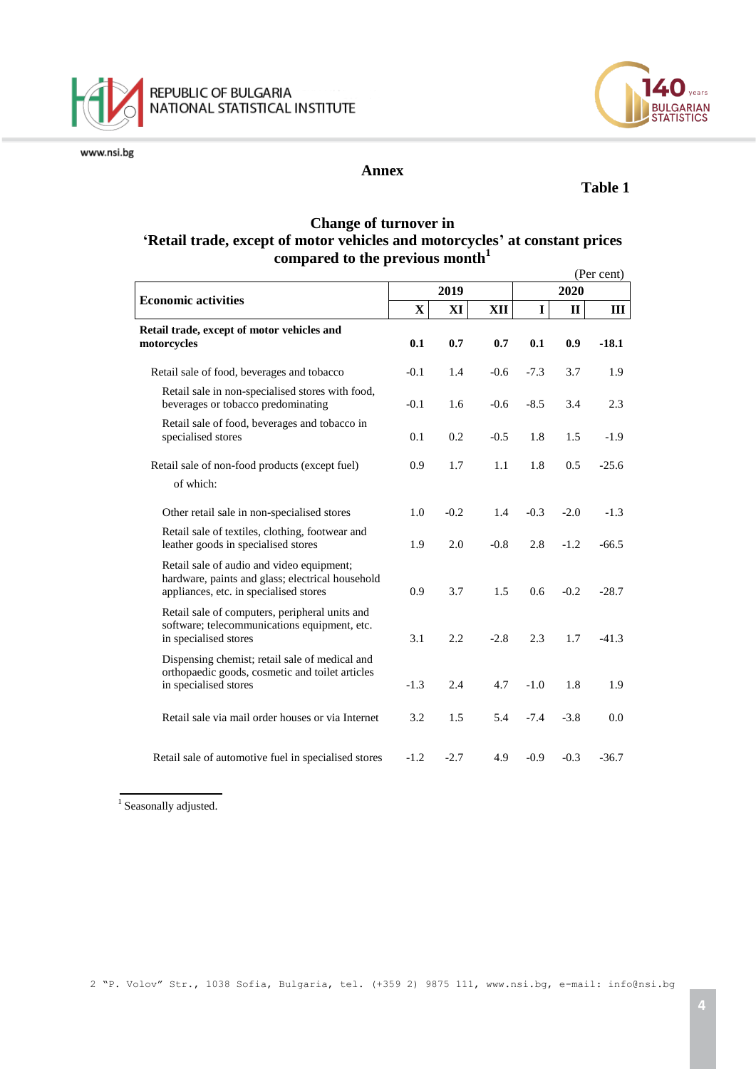## Annex

**Table 1**

### Change of turnover in 'Retail trade, except of motor vehicles and motorcycles' at constant prices compared to the previous month[1]

(Per cent)

| Economic activities | 2019 | | | 2020 | | |
|---|---|---|---|---|---|---|
| | **X** | **XI** | **XII** | **I** | **II** | **III** |
| **Retail trade, except of motor vehicles and motorcycles** | **0.1** | **0.7** | **0.7** | **0.1** | **0.9** | **-18.1** |
| Retail sale of food, beverages and tobacco | -0.1 | 1.4 | -0.6 | -7.3 | 3.7 | 1.9 |
| Retail sale in non-specialised stores with food, beverages or tobacco predominating | -0.1 | 1.6 | -0.6 | -8.5 | 3.4 | 2.3 |
| Retail sale of food, beverages and tobacco in specialised stores | 0.1 | 0.2 | -0.5 | 1.8 | 1.5 | -1.9 |
| Retail sale of non-food products (except fuel) | 0.9 | 1.7 | 1.1 | 1.8 | 0.5 | -25.6 |
| of which: | | | | | | |
| Other retail sale in non-specialised stores | 1.0 | -0.2 | 1.4 | -0.3 | -2.0 | -1.3 |
| Retail sale of textiles, clothing, footwear and leather goods in specialised stores | 1.9 | 2.0 | -0.8 | 2.8 | -1.2 | -66.5 |
| Retail sale of audio and video equipment; hardware, paints and glass; electrical household appliances, etc. in specialised stores | 0.9 | 3.7 | 1.5 | 0.6 | -0.2 | -28.7 |
| Retail sale of computers, peripheral units and software; telecommunications equipment, etc. in specialised stores | 3.1 | 2.2 | -2.8 | 2.3 | 1.7 | -41.3 |
| Dispensing chemist; retail sale of medical and orthopaedic goods, cosmetic and toilet articles in specialised stores | -1.3 | 2.4 | 4.7 | -1.0 | 1.8 | 1.9 |
| Retail sale via mail order houses or via Internet | 3.2 | 1.5 | 5.4 | -7.4 | -3.8 | 0.0 |
| Retail sale of automotive fuel in specialised stores | -1.2 | -2.7 | 4.9 | -0.9 | -0.3 | -36.7 |

[1] Seasonally adjusted.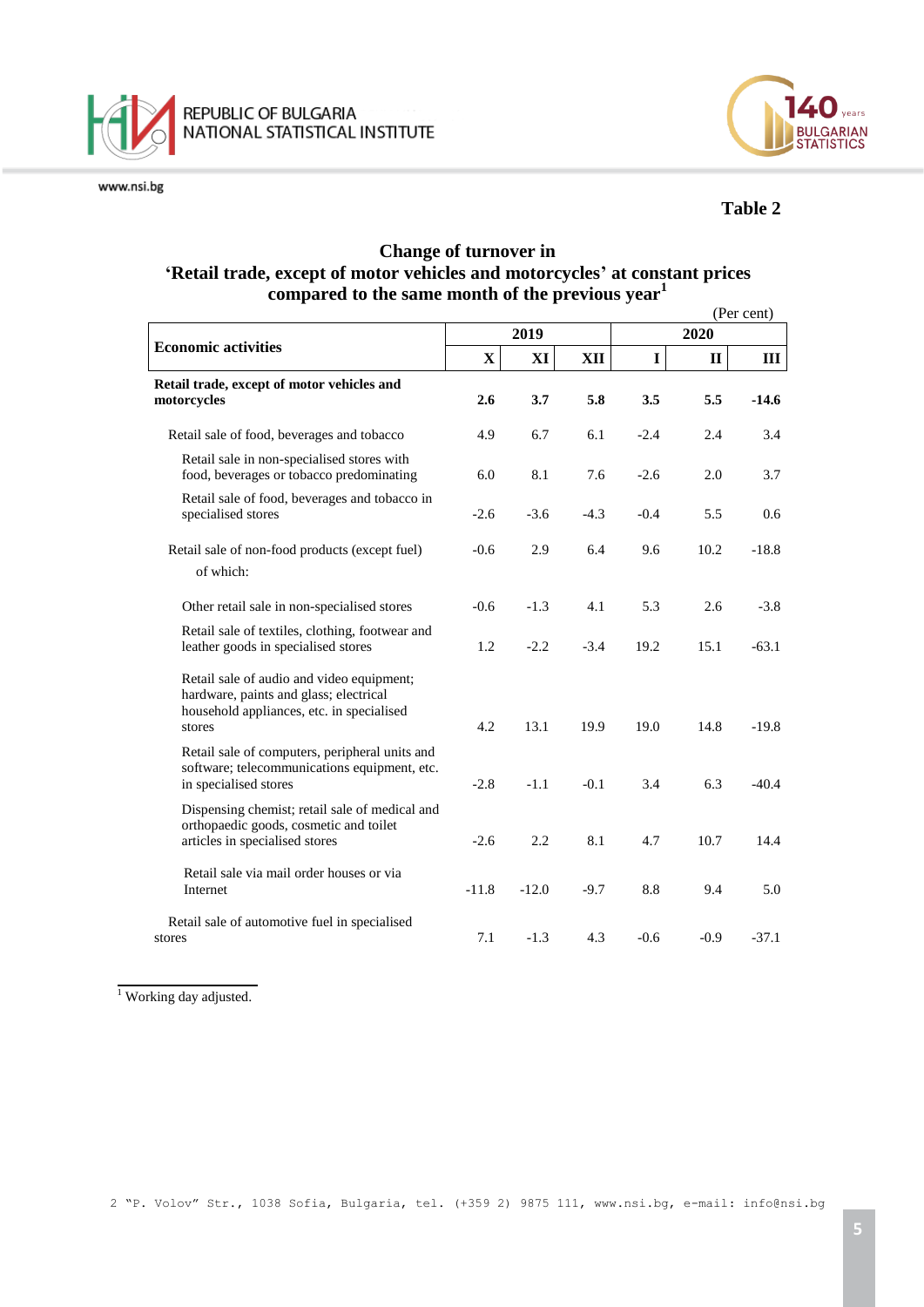**Table 2**

## Change of turnover in 'Retail trade, except of motor vehicles and motorcycles' at constant prices compared to the same month of the previous year[1]

(Per cent)

| Economic activities | 2019 | | | 2020 | | |
|---|---|---|---|---|---|---|
| | X | XI | XII | I | II | III |
| **Retail trade, except of motor vehicles and motorcycles** | **2.6** | **3.7** | **5.8** | **3.5** | **5.5** | **-14.6** |
| Retail sale of food, beverages and tobacco | 4.9 | 6.7 | 6.1 | -2.4 | 2.4 | 3.4 |
| Retail sale in non-specialised stores with food, beverages or tobacco predominating | 6.0 | 8.1 | 7.6 | -2.6 | 2.0 | 3.7 |
| Retail sale of food, beverages and tobacco in specialised stores | -2.6 | -3.6 | -4.3 | -0.4 | 5.5 | 0.6 |
| Retail sale of non-food products (except fuel) | -0.6 | 2.9 | 6.4 | 9.6 | 10.2 | -18.8 |
| of which: | | | | | | |
| Other retail sale in non-specialised stores | -0.6 | -1.3 | 4.1 | 5.3 | 2.6 | -3.8 |
| Retail sale of textiles, clothing, footwear and leather goods in specialised stores | 1.2 | -2.2 | -3.4 | 19.2 | 15.1 | -63.1 |
| Retail sale of audio and video equipment; hardware, paints and glass; electrical household appliances, etc. in specialised stores | 4.2 | 13.1 | 19.9 | 19.0 | 14.8 | -19.8 |
| Retail sale of computers, peripheral units and software; telecommunications equipment, etc. in specialised stores | -2.8 | -1.1 | -0.1 | 3.4 | 6.3 | -40.4 |
| Dispensing chemist; retail sale of medical and orthopaedic goods, cosmetic and toilet articles in specialised stores | -2.6 | 2.2 | 8.1 | 4.7 | 10.7 | 14.4 |
| Retail sale via mail order houses or via Internet | -11.8 | -12.0 | -9.7 | 8.8 | 9.4 | 5.0 |
| Retail sale of automotive fuel in specialised stores | 7.1 | -1.3 | 4.3 | -0.6 | -0.9 | -37.1 |

[1] Working day adjusted.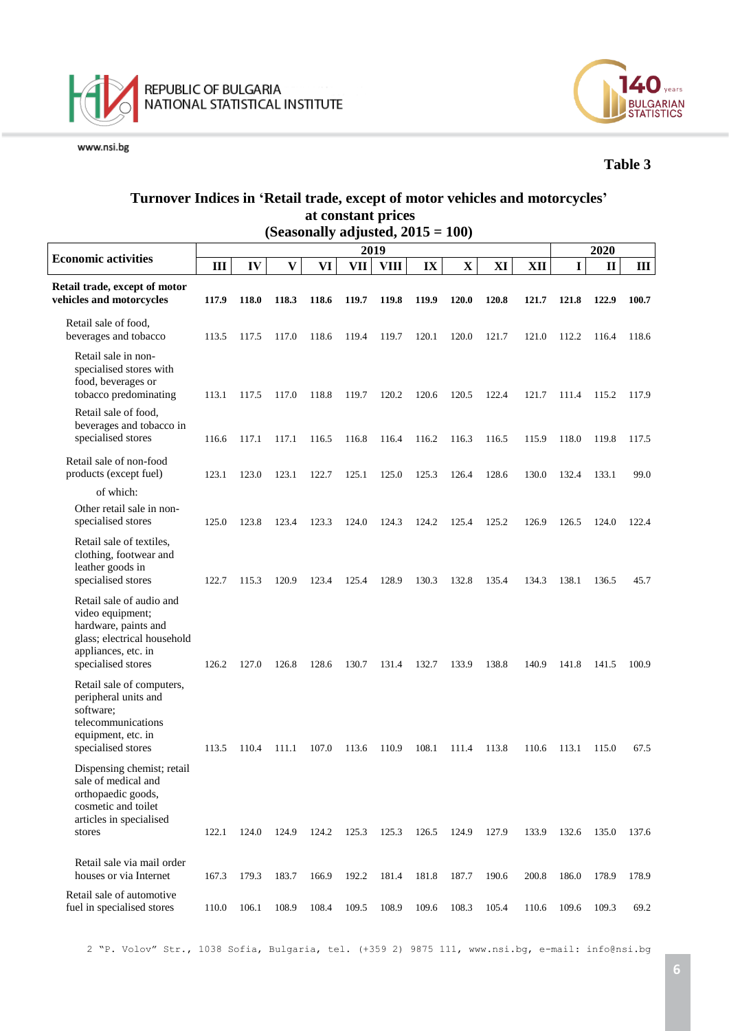Table 3

## Turnover Indices in 'Retail trade, except of motor vehicles and motorcycles' at constant prices (Seasonally adjusted, 2015 = 100)

| Economic activities | 2019 | | | | | | | | | | 2020 | | |
|---|---|---|---|---|---|---|---|---|---|---|---|---|---|
| | III | IV | V | VI | VII | VIII | IX | X | XI | XII | I | II | III |
| **Retail trade, except of motor vehicles and motorcycles** | **117.9** | **118.0** | **118.3** | **118.6** | **119.7** | **119.8** | **119.9** | **120.0** | **120.8** | **121.7** | **121.8** | **122.9** | **100.7** |
| Retail sale of food, beverages and tobacco | 113.5 | 117.5 | 117.0 | 118.6 | 119.4 | 119.7 | 120.1 | 120.0 | 121.7 | 121.0 | 112.2 | 116.4 | 118.6 |
| Retail sale in non-specialised stores with food, beverages or tobacco predominating | 113.1 | 117.5 | 117.0 | 118.8 | 119.7 | 120.2 | 120.6 | 120.5 | 122.4 | 121.7 | 111.4 | 115.2 | 117.9 |
| Retail sale of food, beverages and tobacco in specialised stores | 116.6 | 117.1 | 117.1 | 116.5 | 116.8 | 116.4 | 116.2 | 116.3 | 116.5 | 115.9 | 118.0 | 119.8 | 117.5 |
| Retail sale of non-food products (except fuel) | 123.1 | 123.0 | 123.1 | 122.7 | 125.1 | 125.0 | 125.3 | 126.4 | 128.6 | 130.0 | 132.4 | 133.1 | 99.0 |
| of which: | | | | | | | | | | | | | |
| Other retail sale in non-specialised stores | 125.0 | 123.8 | 123.4 | 123.3 | 124.0 | 124.3 | 124.2 | 125.4 | 125.2 | 126.9 | 126.5 | 124.0 | 122.4 |
| Retail sale of textiles, clothing, footwear and leather goods in specialised stores | 122.7 | 115.3 | 120.9 | 123.4 | 125.4 | 128.9 | 130.3 | 132.8 | 135.4 | 134.3 | 138.1 | 136.5 | 45.7 |
| Retail sale of audio and video equipment; hardware, paints and glass; electrical household appliances, etc. in specialised stores | 126.2 | 127.0 | 126.8 | 128.6 | 130.7 | 131.4 | 132.7 | 133.9 | 138.8 | 140.9 | 141.8 | 141.5 | 100.9 |
| Retail sale of computers, peripheral units and software; telecommunications equipment, etc. in specialised stores | 113.5 | 110.4 | 111.1 | 107.0 | 113.6 | 110.9 | 108.1 | 111.4 | 113.8 | 110.6 | 113.1 | 115.0 | 67.5 |
| Dispensing chemist; retail sale of medical and orthopaedic goods, cosmetic and toilet articles in specialised stores | 122.1 | 124.0 | 124.9 | 124.2 | 125.3 | 125.3 | 126.5 | 124.9 | 127.9 | 133.9 | 132.6 | 135.0 | 137.6 |
| Retail sale via mail order houses or via Internet | 167.3 | 179.3 | 183.7 | 166.9 | 192.2 | 181.4 | 181.8 | 187.7 | 190.6 | 200.8 | 186.0 | 178.9 | 178.9 |
| Retail sale of automotive fuel in specialised stores | 110.0 | 106.1 | 108.9 | 108.4 | 109.5 | 108.9 | 109.6 | 108.3 | 105.4 | 110.6 | 109.6 | 109.3 | 69.2 |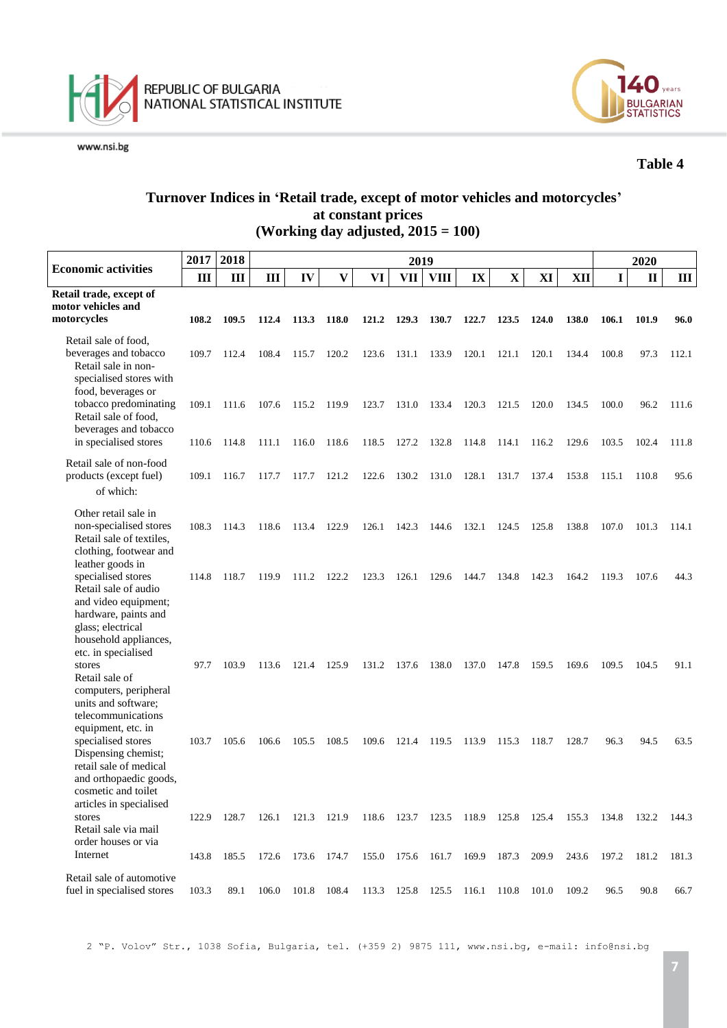**Table 4**

## Turnover Indices in 'Retail trade, except of motor vehicles and motorcycles' at constant prices (Working day adjusted, 2015 = 100)

| Economic activities | 2017 | 2018 | 2019 | | | | | | | | | | 2020 | | |
|---|---|---|---|---|---|---|---|---|---|---|---|---|---|---|---|
| | III | III | III | IV | V | VI | VII | VIII | IX | X | XI | XII | I | II | III |
| **Retail trade, except of motor vehicles and motorcycles** | **108.2** | **109.5** | **112.4** | **113.3** | **118.0** | **121.2** | **129.3** | **130.7** | **122.7** | **123.5** | **124.0** | **138.0** | **106.1** | **101.9** | **96.0** |
| Retail sale of food, beverages and tobacco | 109.7 | 112.4 | 108.4 | 115.7 | 120.2 | 123.6 | 131.1 | 133.9 | 120.1 | 121.1 | 120.1 | 134.4 | 100.8 | 97.3 | 112.1 |
| Retail sale in non-specialised stores with food, beverages or tobacco predominating | 109.1 | 111.6 | 107.6 | 115.2 | 119.9 | 123.7 | 131.0 | 133.4 | 120.3 | 121.5 | 120.0 | 134.5 | 100.0 | 96.2 | 111.6 |
| Retail sale of food, beverages and tobacco in specialised stores | 110.6 | 114.8 | 111.1 | 116.0 | 118.6 | 118.5 | 127.2 | 132.8 | 114.8 | 114.1 | 116.2 | 129.6 | 103.5 | 102.4 | 111.8 |
| Retail sale of non-food products (except fuel) | 109.1 | 116.7 | 117.7 | 117.7 | 121.2 | 122.6 | 130.2 | 131.0 | 128.1 | 131.7 | 137.4 | 153.8 | 115.1 | 110.8 | 95.6 |
| of which: | | | | | | | | | | | | | | | |
| Other retail sale in non-specialised stores | 108.3 | 114.3 | 118.6 | 113.4 | 122.9 | 126.1 | 142.3 | 144.6 | 132.1 | 124.5 | 125.8 | 138.8 | 107.0 | 101.3 | 114.1 |
| Retail sale of textiles, clothing, footwear and leather goods in specialised stores | 114.8 | 118.7 | 119.9 | 111.2 | 122.2 | 123.3 | 126.1 | 129.6 | 144.7 | 134.8 | 142.3 | 164.2 | 119.3 | 107.6 | 44.3 |
| Retail sale of audio and video equipment; hardware, paints and glass; electrical household appliances, etc. in specialised stores | 97.7 | 103.9 | 113.6 | 121.4 | 125.9 | 131.2 | 137.6 | 138.0 | 137.0 | 147.8 | 159.5 | 169.6 | 109.5 | 104.5 | 91.1 |
| Retail sale of computers, peripheral units and software; telecommunications equipment, etc. in specialised stores | 103.7 | 105.6 | 106.6 | 105.5 | 108.5 | 109.6 | 121.4 | 119.5 | 113.9 | 115.3 | 118.7 | 128.7 | 96.3 | 94.5 | 63.5 |
| Dispensing chemist; retail sale of medical and orthopaedic goods, cosmetic and toilet articles in specialised stores | 122.9 | 128.7 | 126.1 | 121.3 | 121.9 | 118.6 | 123.7 | 123.5 | 118.9 | 125.8 | 125.4 | 155.3 | 134.8 | 132.2 | 144.3 |
| Retail sale via mail order houses or via Internet | 143.8 | 185.5 | 172.6 | 173.6 | 174.7 | 155.0 | 175.6 | 161.7 | 169.9 | 187.3 | 209.9 | 243.6 | 197.2 | 181.2 | 181.3 |
| Retail sale of automotive fuel in specialised stores | 103.3 | 89.1 | 106.0 | 101.8 | 108.4 | 113.3 | 125.8 | 125.5 | 116.1 | 110.8 | 101.0 | 109.2 | 96.5 | 90.8 | 66.7 |